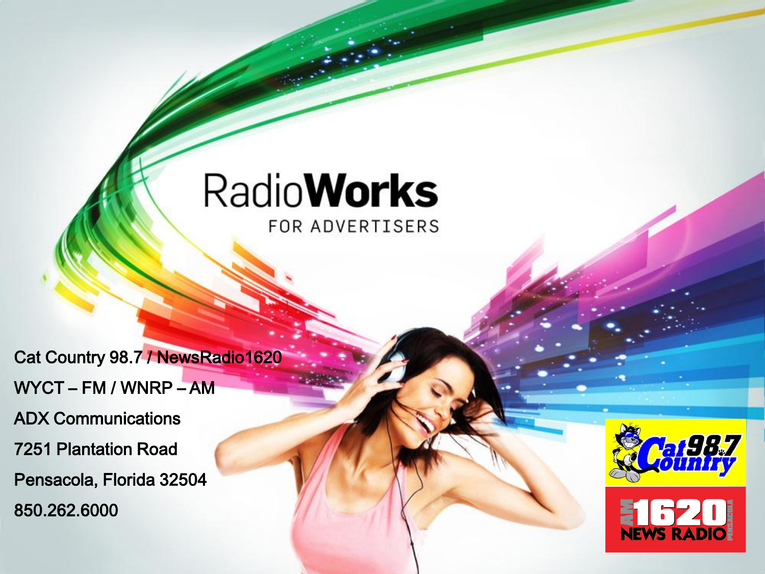# RadioWorks

FOR ADVERTISERS

Cat Country 98.7 / NewsRadio1620

WYCT – FM / WNRP – AM

ADX Communications

7251 Plantation Road

Pensacola, Florida 32504

850.262.6000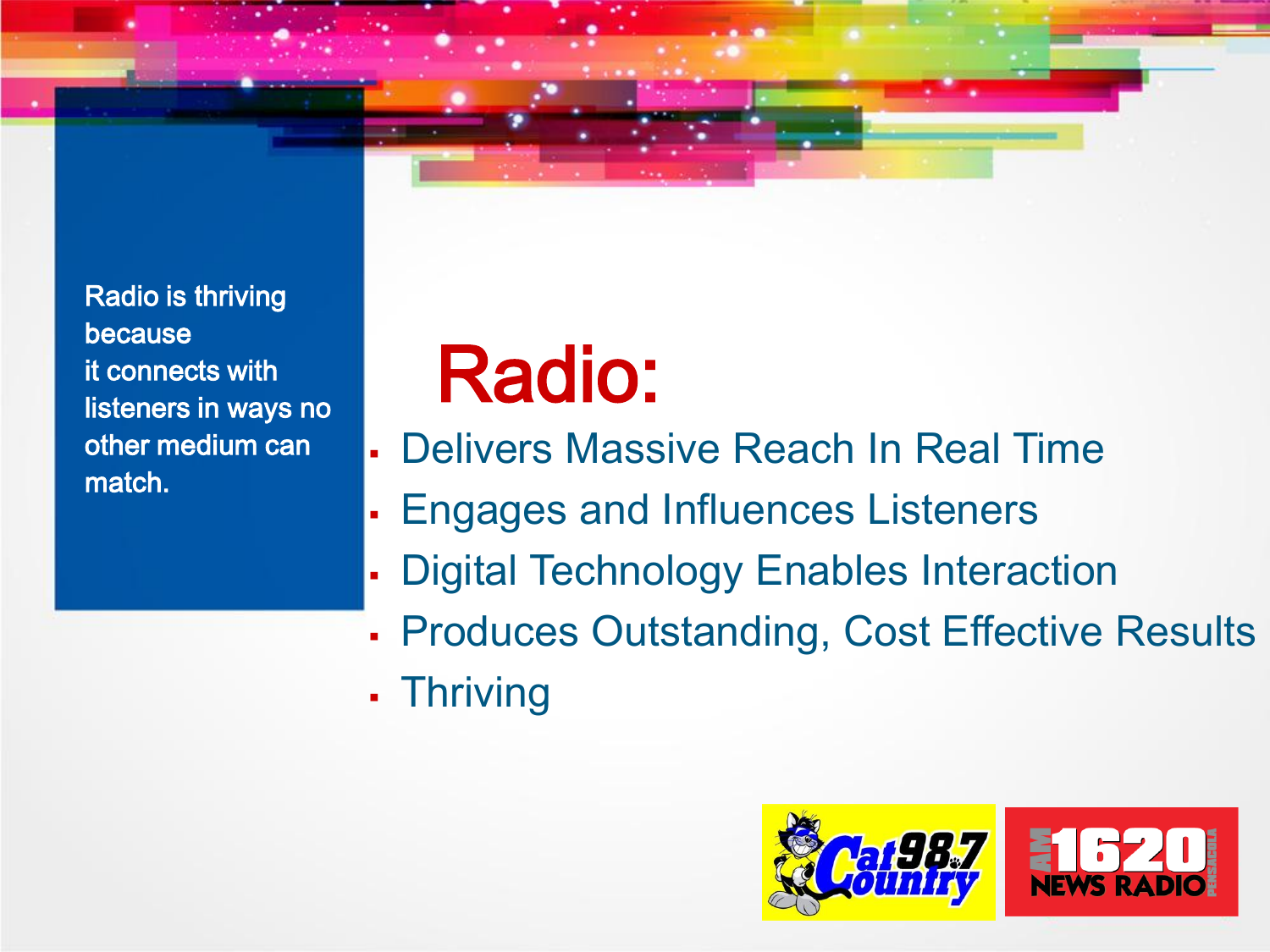Radio is thriving because it connects with listeners in ways no other medium can match.

# Radio:

- Delivers Massive Reach In Real Time
- Engages and Influences Listeners
- Digital Technology Enables Interaction
- Produces Outstanding, Cost Effective Results
- Thriving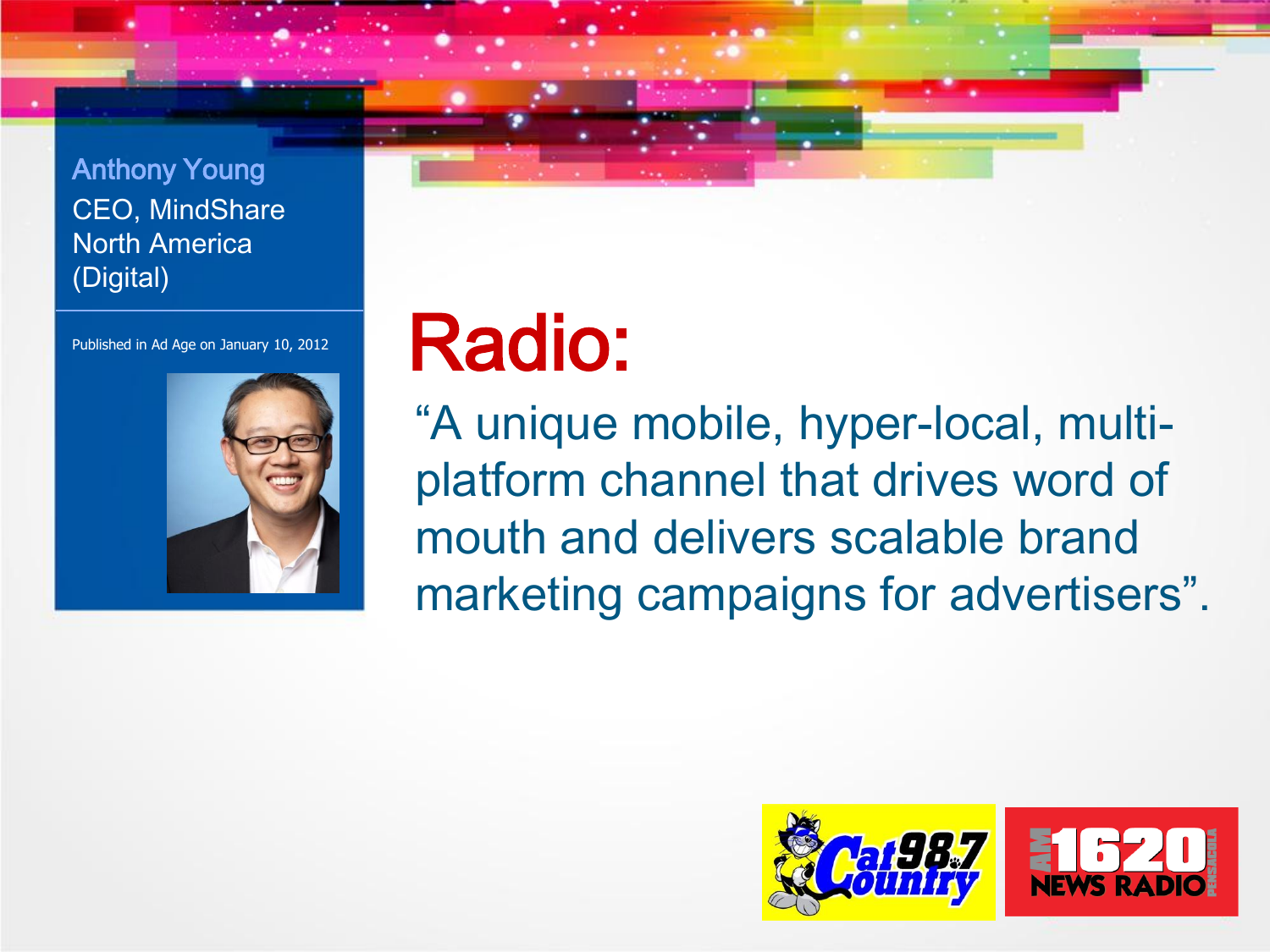**Anthony Young**
CEO, MindShare North America (Digital)

Published in Ad Age on January 10, 2012

# Radio:

"A unique mobile, hyper-local, multi-platform channel that drives word of mouth and delivers scalable brand marketing campaigns for advertisers".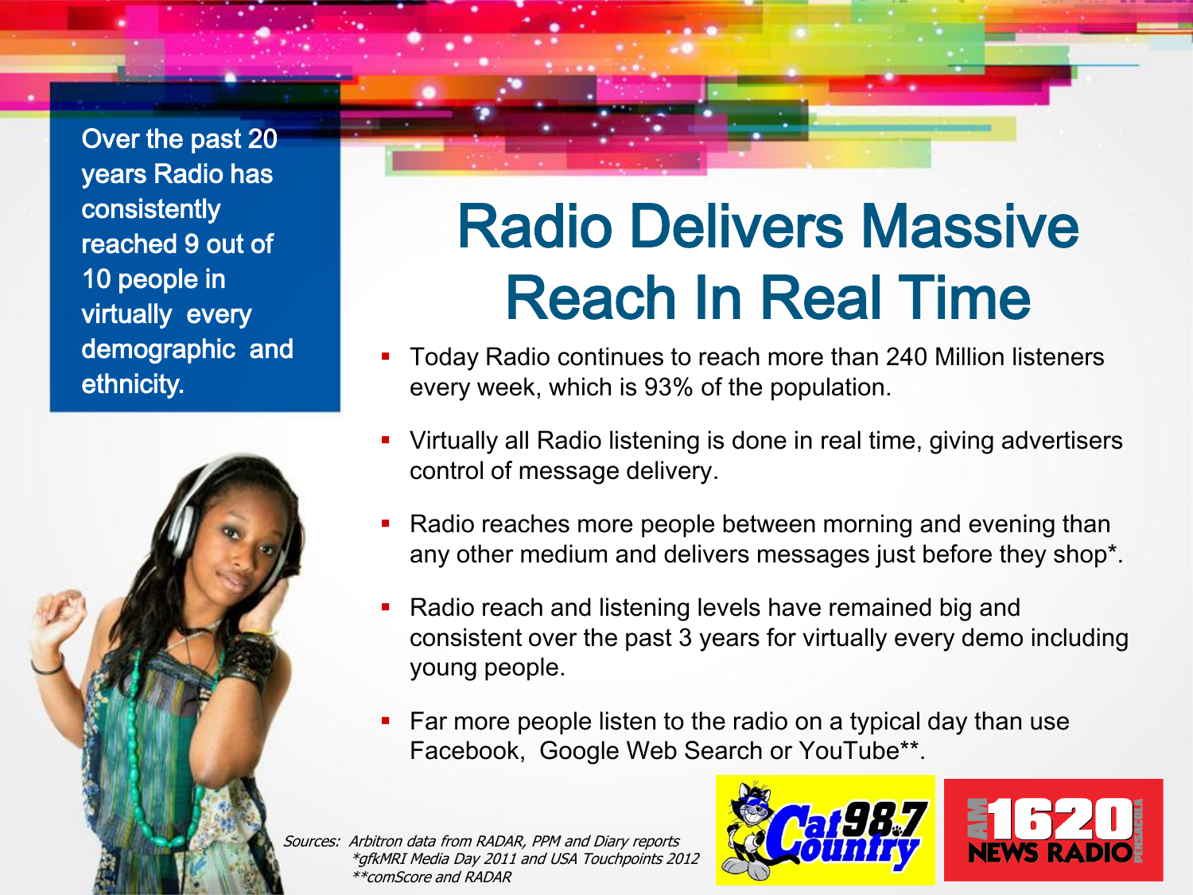Over the past 20 years Radio has consistently reached 9 out of 10 people in virtually every demographic and ethnicity.

# Radio Delivers Massive Reach In Real Time

- Today Radio continues to reach more than 240 Million listeners every week, which is 93% of the population.
- Virtually all Radio listening is done in real time, giving advertisers control of message delivery.
- Radio reaches more people between morning and evening than any other medium and delivers messages just before they shop*.
- Radio reach and listening levels have remained big and consistent over the past 3 years for virtually every demo including young people.
- Far more people listen to the radio on a typical day than use Facebook, Google Web Search or YouTube**.

*Sources: Arbitron data from RADAR, PPM and Diary reports*
**gfkMRI Media Day 2011 and USA Touchpoints 2012*
***comScore and RADAR*

Cat 98.7 Country

AM 1620 NEWS RADIO PENSACOLA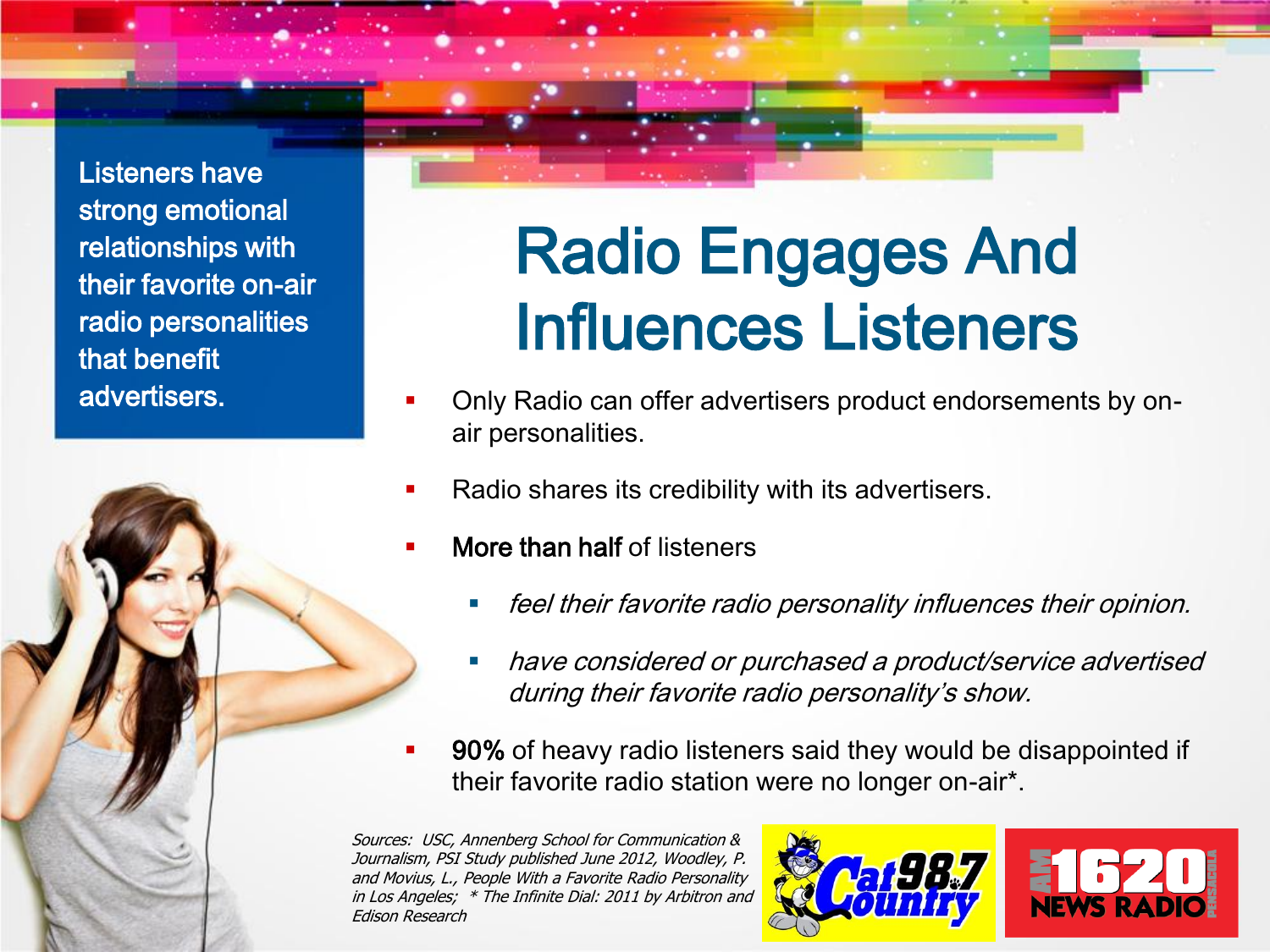Listeners have strong emotional relationships with their favorite on-air radio personalities that benefit advertisers.

# Radio Engages And Influences Listeners

- Only Radio can offer advertisers product endorsements by on-air personalities.
- Radio shares its credibility with its advertisers.
- **More than half** of listeners
  - *feel their favorite radio personality influences their opinion.*
  - *have considered or purchased a product/service advertised during their favorite radio personality's show.*
- **90%** of heavy radio listeners said they would be disappointed if their favorite radio station were no longer on-air*.

*Sources: USC, Annenberg School for Communication & Journalism, PSI Study published June 2012, Woodley, P. and Movius, L., People With a Favorite Radio Personality in Los Angeles; * The Infinite Dial: 2011 by Arbitron and Edison Research*

Cat 98.7 Country

AM 1620 NEWS RADIO PENSACOLA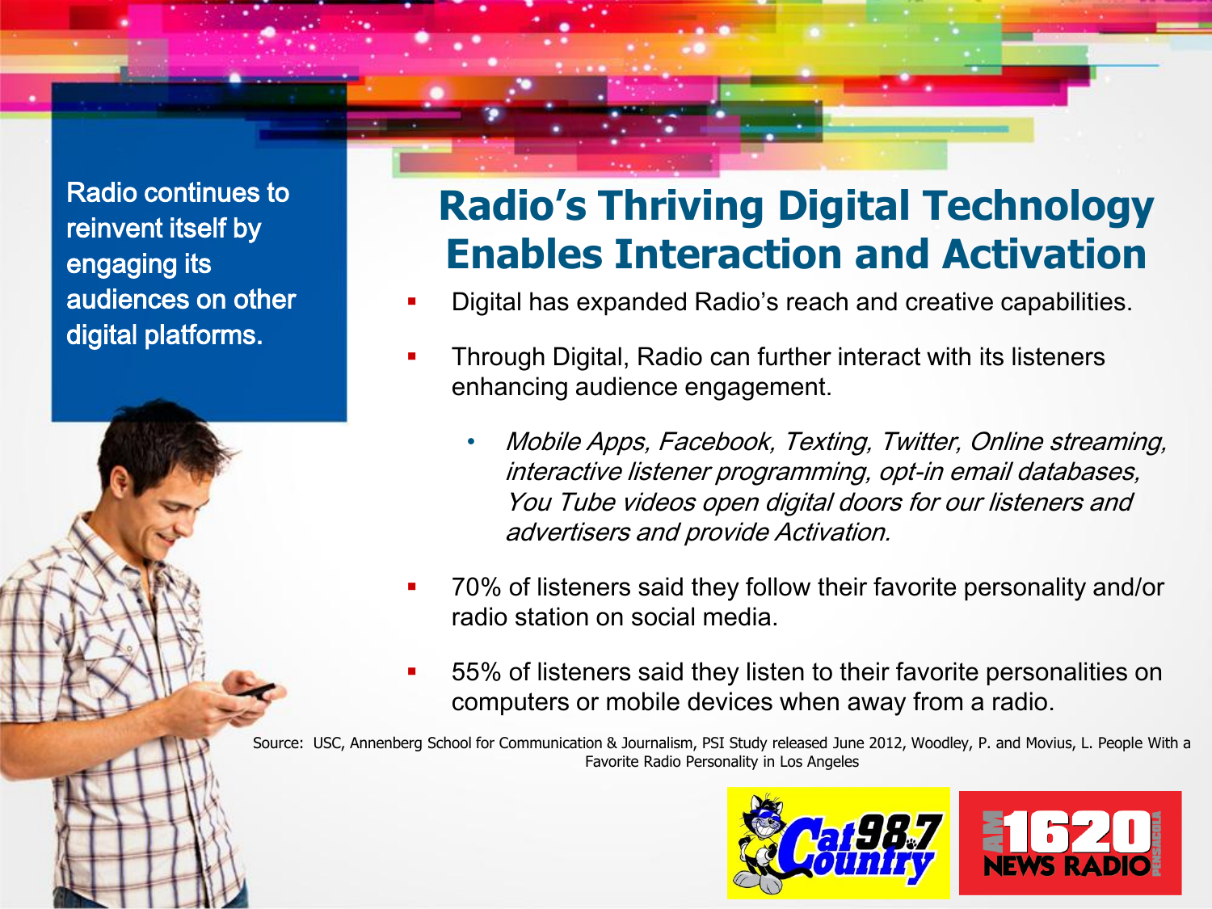Radio continues to reinvent itself by engaging its audiences on other digital platforms.

# Radio's Thriving Digital Technology Enables Interaction and Activation

- Digital has expanded Radio's reach and creative capabilities.
- Through Digital, Radio can further interact with its listeners enhancing audience engagement.
  - *Mobile Apps, Facebook, Texting, Twitter, Online streaming, interactive listener programming, opt-in email databases, You Tube videos open digital doors for our listeners and advertisers and provide Activation.*
- 70% of listeners said they follow their favorite personality and/or radio station on social media.
- 55% of listeners said they listen to their favorite personalities on computers or mobile devices when away from a radio.

Source: USC, Annenberg School for Communication & Journalism, PSI Study released June 2012, Woodley, P. and Movius, L. People With a Favorite Radio Personality in Los Angeles

Cat 98.7 Country | AM 1620 News Radio Pensacola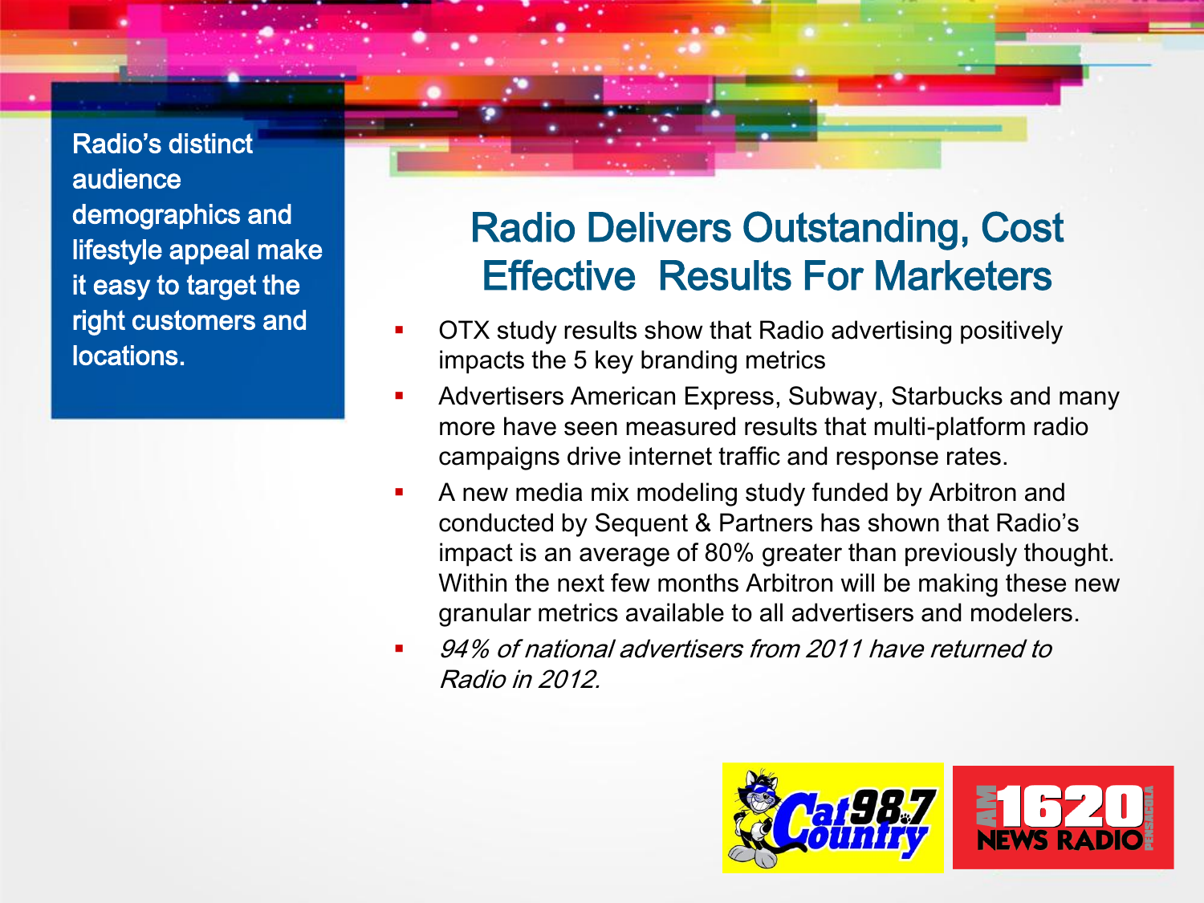Radio's distinct audience demographics and lifestyle appeal make it easy to target the right customers and locations.

## Radio Delivers Outstanding, Cost Effective Results For Marketers

- OTX study results show that Radio advertising positively impacts the 5 key branding metrics
- Advertisers American Express, Subway, Starbucks and many more have seen measured results that multi-platform radio campaigns drive internet traffic and response rates.
- A new media mix modeling study funded by Arbitron and conducted by Sequent & Partners has shown that Radio's impact is an average of 80% greater than previously thought. Within the next few months Arbitron will be making these new granular metrics available to all advertisers and modelers.
- *94% of national advertisers from 2011 have returned to Radio in 2012.*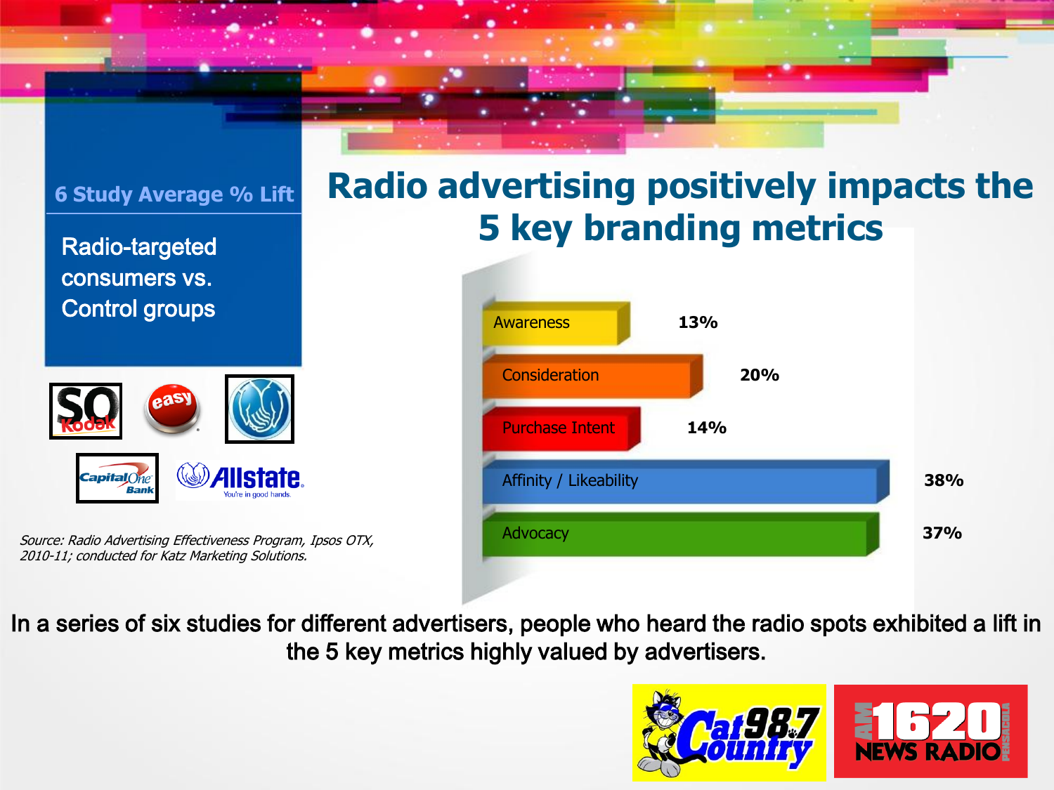# Radio advertising positively impacts the 5 key branding metrics

**6 Study Average % Lift**

Radio-targeted consumers vs. Control groups

| Metric | % Lift |
|---|---|
| Awareness | 13% |
| Consideration | 20% |
| Purchase Intent | 14% |
| Affinity / Likeability | 38% |
| Advocacy | 37% |

*Source: Radio Advertising Effectiveness Program, Ipsos OTX, 2010-11; conducted for Katz Marketing Solutions.*

In a series of six studies for different advertisers, people who heard the radio spots exhibited a lift in the 5 key metrics highly valued by advertisers.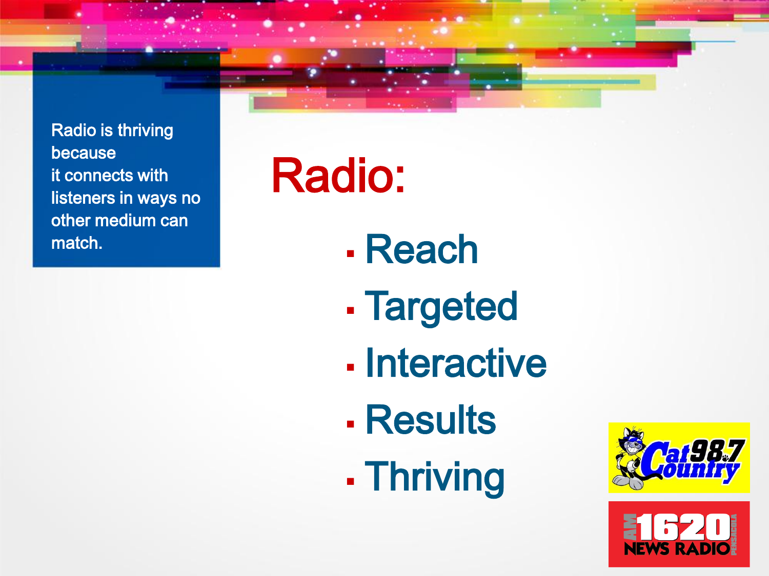Radio is thriving because it connects with listeners in ways no other medium can match.

# Radio:

- Reach
- Targeted
- Interactive
- Results
- Thriving